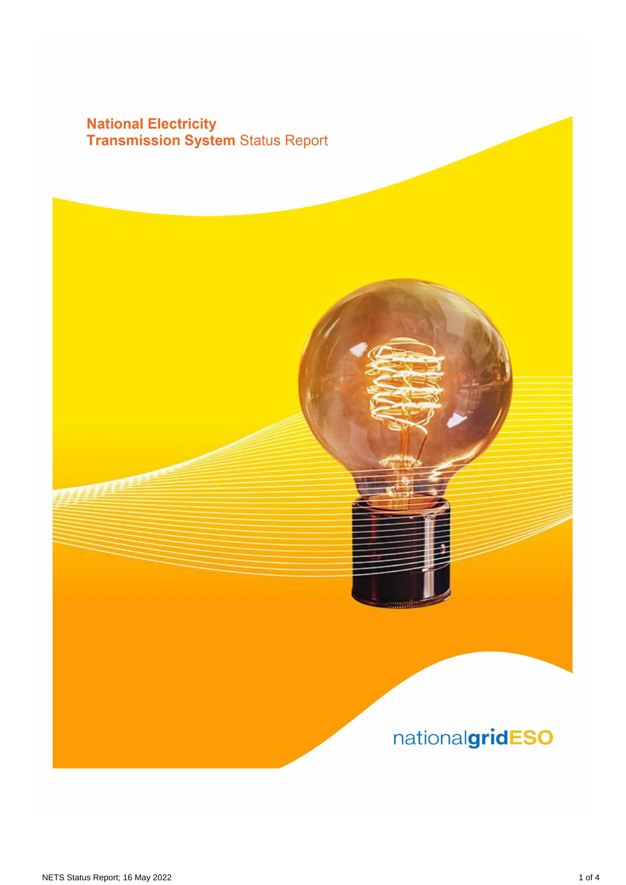# National Electricity Transmission System Status Report

nationalgridESO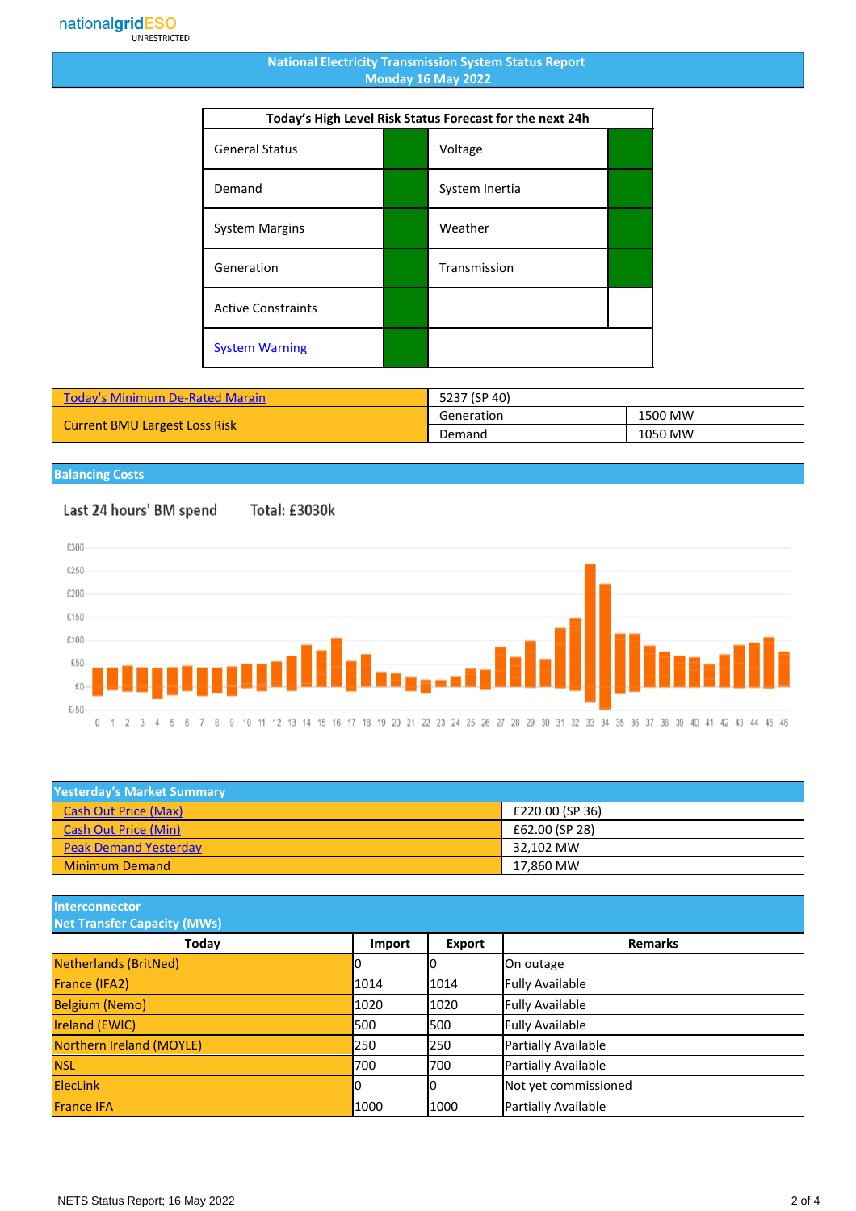# National Electricity Transmission System Status Report
## Monday 16 May 2022

| Today's High Level Risk Status Forecast for the next 24h | | | |
|---|---|---|---|
| General Status | | Voltage | |
| Demand | | System Inertia | |
| System Margins | | Weather | |
| Generation | | Transmission | |
| Active Constraints | | | |
| System Warning | | | |

| Today's Minimum De-Rated Margin | 5237 (SP 40) | |
|---|---|---|
| Current BMU Largest Loss Risk | Generation | 1500 MW |
| | Demand | 1050 MW |

## Balancing Costs

Last 24 hours' BM spend Total: £3030k

## Yesterday's Market Summary

| | |
|---|---|
| Cash Out Price (Max) | £220.00 (SP 36) |
| Cash Out Price (Min) | £62.00 (SP 28) |
| Peak Demand Yesterday | 32,102 MW |
| Minimum Demand | 17,860 MW |

## Interconnector Net Transfer Capacity (MWs)

| Today | Import | Export | Remarks |
|---|---|---|---|
| Netherlands (BritNed) | 0 | 0 | On outage |
| France (IFA2) | 1014 | 1014 | Fully Available |
| Belgium (Nemo) | 1020 | 1020 | Fully Available |
| Ireland (EWIC) | 500 | 500 | Fully Available |
| Northern Ireland (MOYLE) | 250 | 250 | Partially Available |
| NSL | 700 | 700 | Partially Available |
| ElecLink | 0 | 0 | Not yet commissioned |
| France IFA | 1000 | 1000 | Partially Available |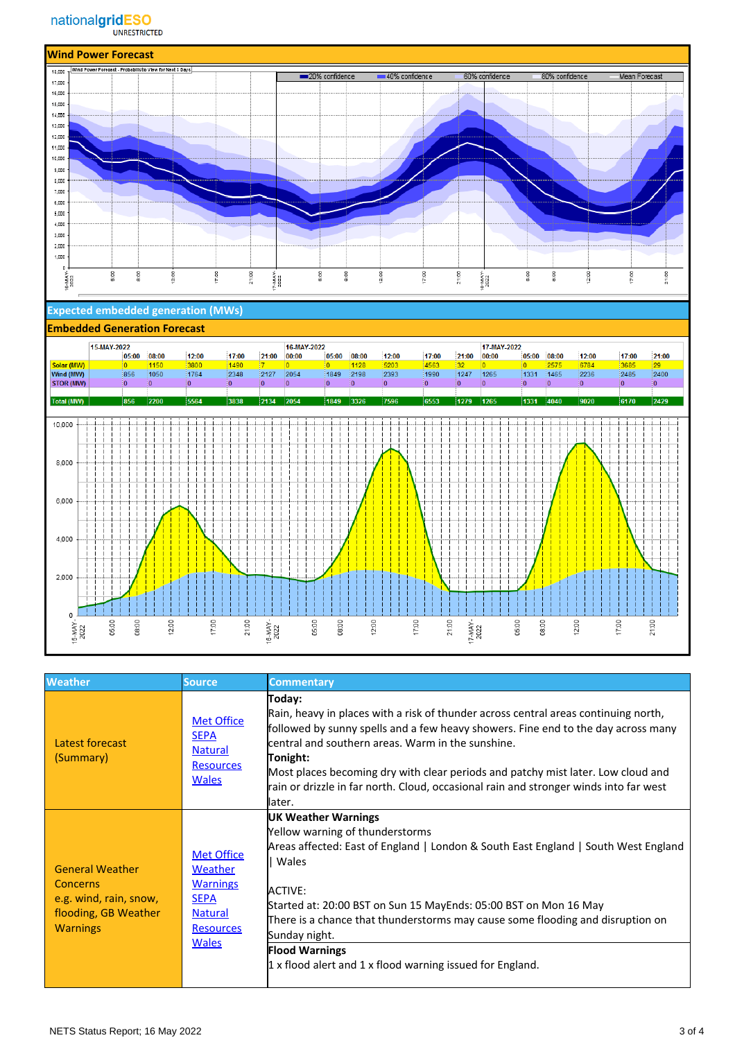## Wind Power Forecast

Wind Power Forecast - Probabilistic View for Next 3 Days

20% confidence | 40% confidence | 60% confidence | 80% confidence | Mean Forecast

## Expected embedded generation (MWs)

## Embedded Generation Forecast

| | 15-MAY-2022 | | | | | 16-MAY-2022 | | | | | | 17-MAY-2022 | | | | | |
|---|---|---|---|---|---|---|---|---|---|---|---|---|---|---|---|---|---|
| | 05:00 | 08:00 | 12:00 | 17:00 | 21:00 | 00:00 | 05:00 | 08:00 | 12:00 | 17:00 | 21:00 | 00:00 | 05:00 | 08:00 | 12:00 | 17:00 | 21:00 |
| Solar (MW) | 0 | 1150 | 3800 | 1490 | 7 | 0 | 0 | 1128 | 5203 | 4563 | 32 | 0 | 0 | 2575 | 6784 | 3685 | 29 |
| Wind (MW) | 856 | 1050 | 1764 | 2348 | 2127 | 2054 | 1849 | 2198 | 2393 | 1990 | 1247 | 1265 | 1331 | 1465 | 2236 | 2485 | 2400 |
| STOR (MW) | 0 | 0 | 0 | 0 | 0 | 0 | 0 | 0 | 0 | 0 | 0 | 0 | 0 | 0 | 0 | 0 | 0 |
| Total (MW) | 856 | 2200 | 5564 | 3838 | 2134 | 2054 | 1849 | 3326 | 7596 | 6553 | 1279 | 1265 | 1331 | 4040 | 9020 | 6170 | 2429 |

| Weather | Source | Commentary |
|---|---|---|
| Latest forecast (Summary) | Met Office<br>SEPA<br>Natural Resources Wales | **Today:**<br>Rain, heavy in places with a risk of thunder across central areas continuing north, followed by sunny spells and a few heavy showers. Fine end to the day across many central and southern areas. Warm in the sunshine.<br>**Tonight:**<br>Most places becoming dry with clear periods and patchy mist later. Low cloud and rain or drizzle in far north. Cloud, occasional rain and stronger winds into far west later. |
| General Weather Concerns e.g. wind, rain, snow, flooding, GB Weather Warnings | Met Office Weather Warnings<br>SEPA<br>Natural Resources Wales | **UK Weather Warnings**<br>Yellow warning of thunderstorms<br>Areas affected: East of England \| London & South East England \| South West England \| Wales<br><br>ACTIVE:<br>Started at: 20:00 BST on Sun 15 MayEnds: 05:00 BST on Mon 16 May<br>There is a chance that thunderstorms may cause some flooding and disruption on Sunday night.<br>**Flood Warnings**<br>1 x flood alert and 1 x flood warning issued for England. |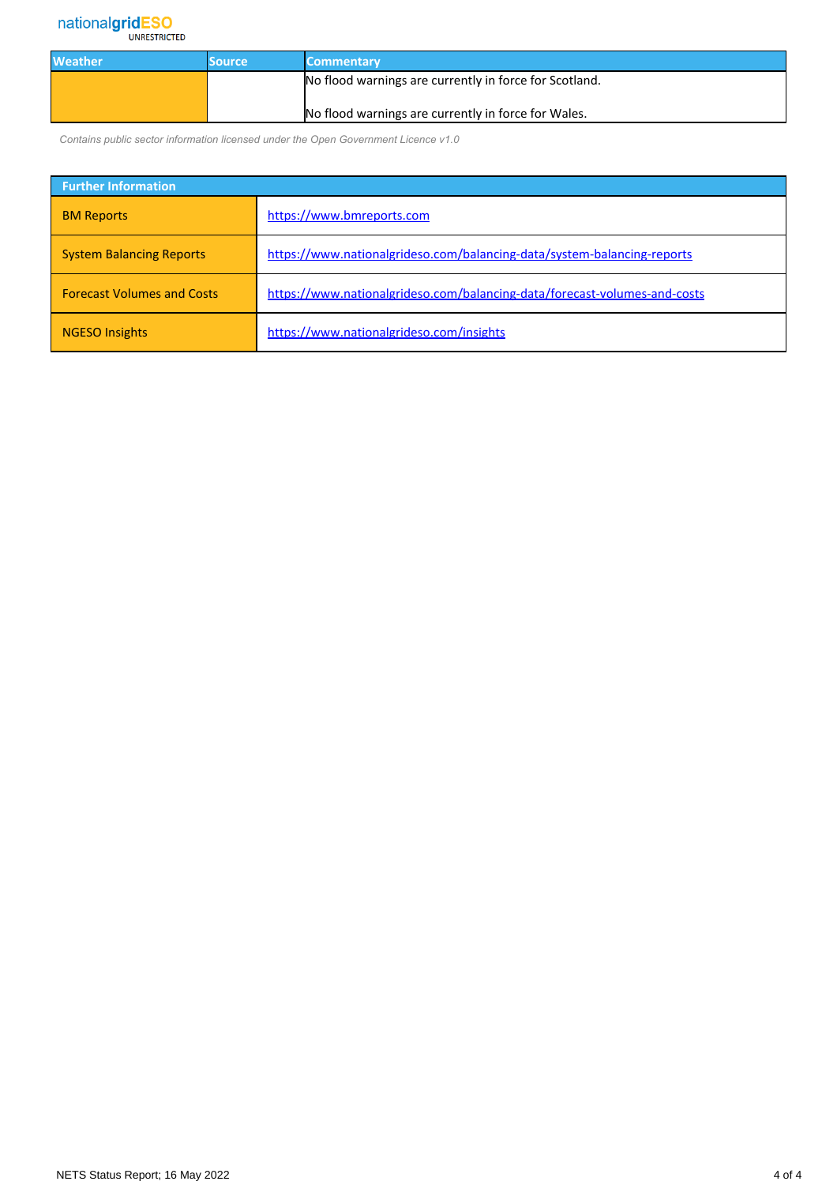| Weather | Source | Commentary |
| --- | --- | --- |
| | | No flood warnings are currently in force for Scotland.<br><br>No flood warnings are currently in force for Wales. |

*Contains public sector information licensed under the Open Government Licence v1.0*

| Further Information | |
| --- | --- |
| BM Reports | https://www.bmreports.com |
| System Balancing Reports | https://www.nationalgrideso.com/balancing-data/system-balancing-reports |
| Forecast Volumes and Costs | https://www.nationalgrideso.com/balancing-data/forecast-volumes-and-costs |
| NGESO Insights | https://www.nationalgrideso.com/insights |